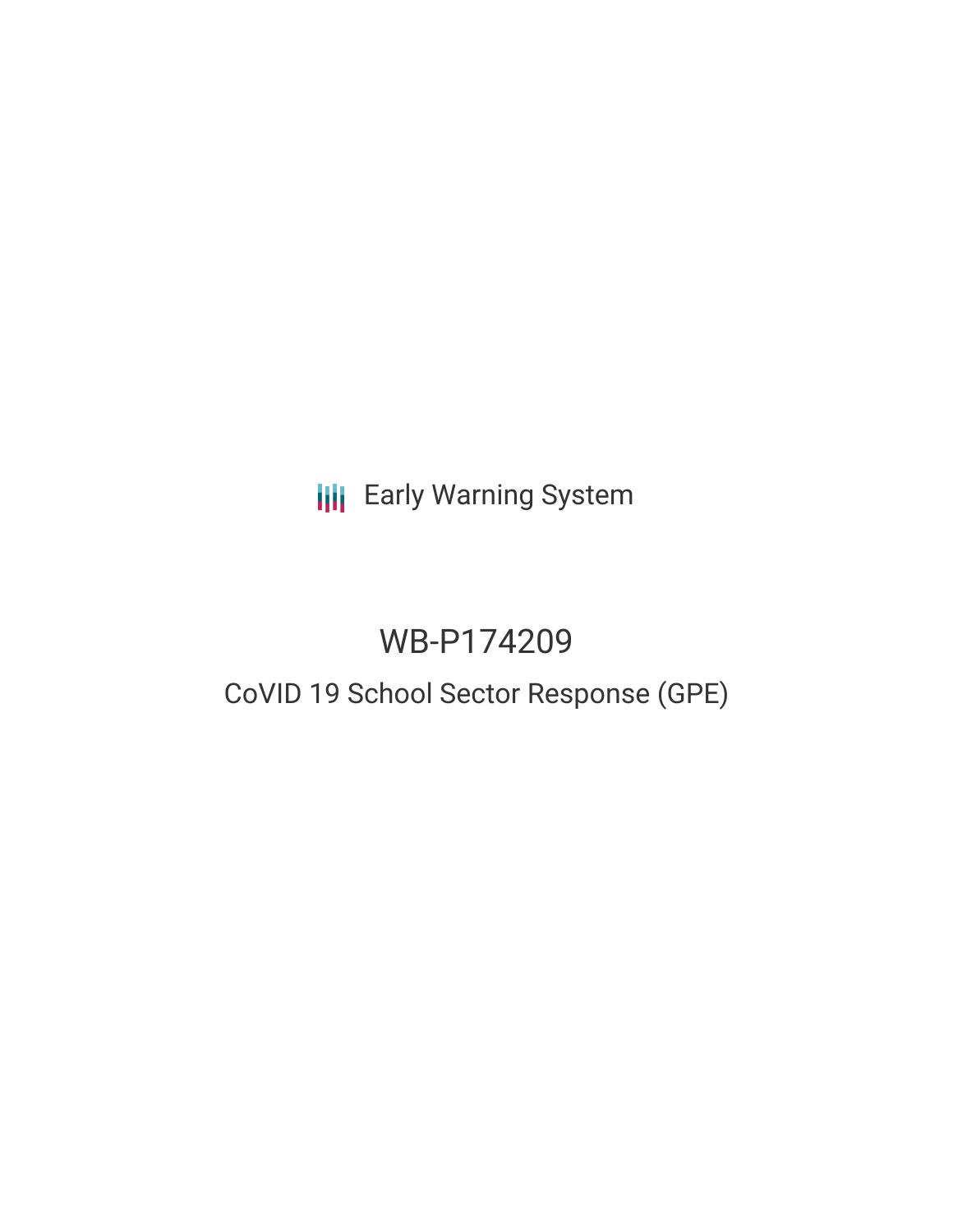Early Warning System

# WB-P174209

## CoVID 19 School Sector Response (GPE)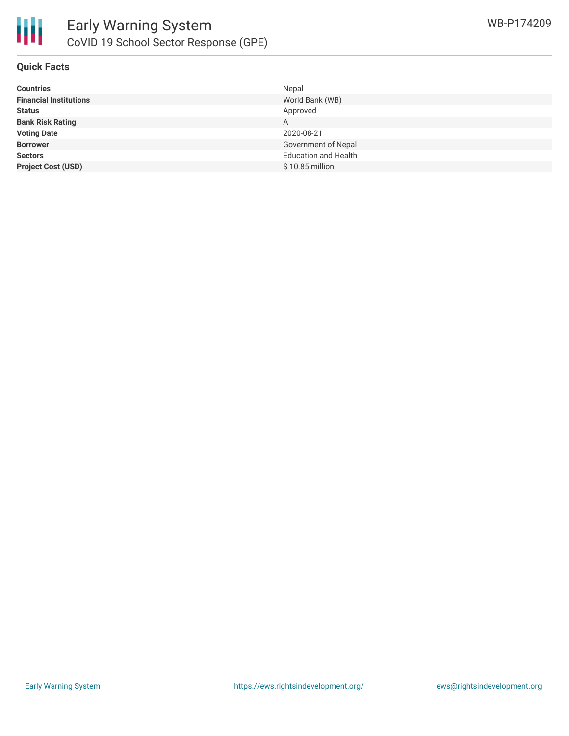# Early Warning System

## CoVID 19 School Sector Response (GPE)

WB-P174209

### Quick Facts

| | |
|---|---|
| **Countries** | Nepal |
| **Financial Institutions** | World Bank (WB) |
| **Status** | Approved |
| **Bank Risk Rating** | A |
| **Voting Date** | 2020-08-21 |
| **Borrower** | Government of Nepal |
| **Sectors** | Education and Health |
| **Project Cost (USD)** | $ 10.85 million |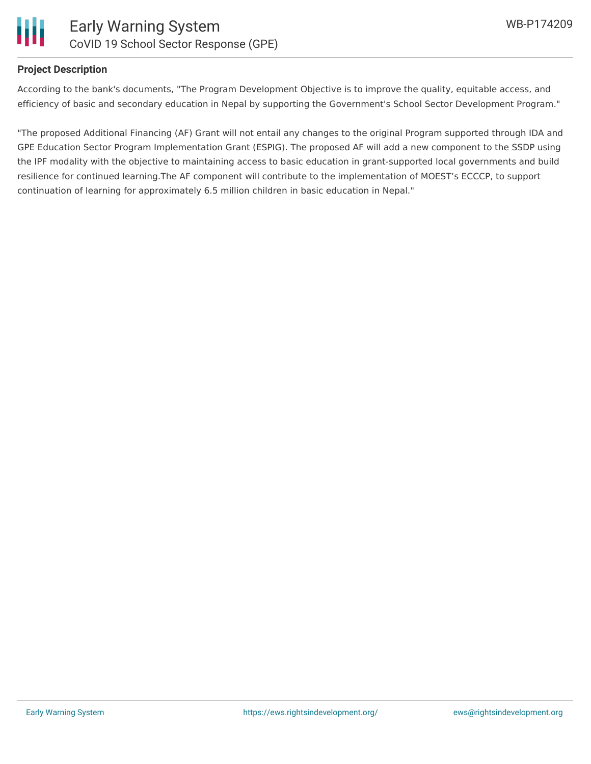## Project Description

According to the bank's documents, "The Program Development Objective is to improve the quality, equitable access, and efficiency of basic and secondary education in Nepal by supporting the Government's School Sector Development Program."

"The proposed Additional Financing (AF) Grant will not entail any changes to the original Program supported through IDA and GPE Education Sector Program Implementation Grant (ESPIG). The proposed AF will add a new component to the SSDP using the IPF modality with the objective to maintaining access to basic education in grant-supported local governments and build resilience for continued learning.The AF component will contribute to the implementation of MOEST's ECCCP, to support continuation of learning for approximately 6.5 million children in basic education in Nepal."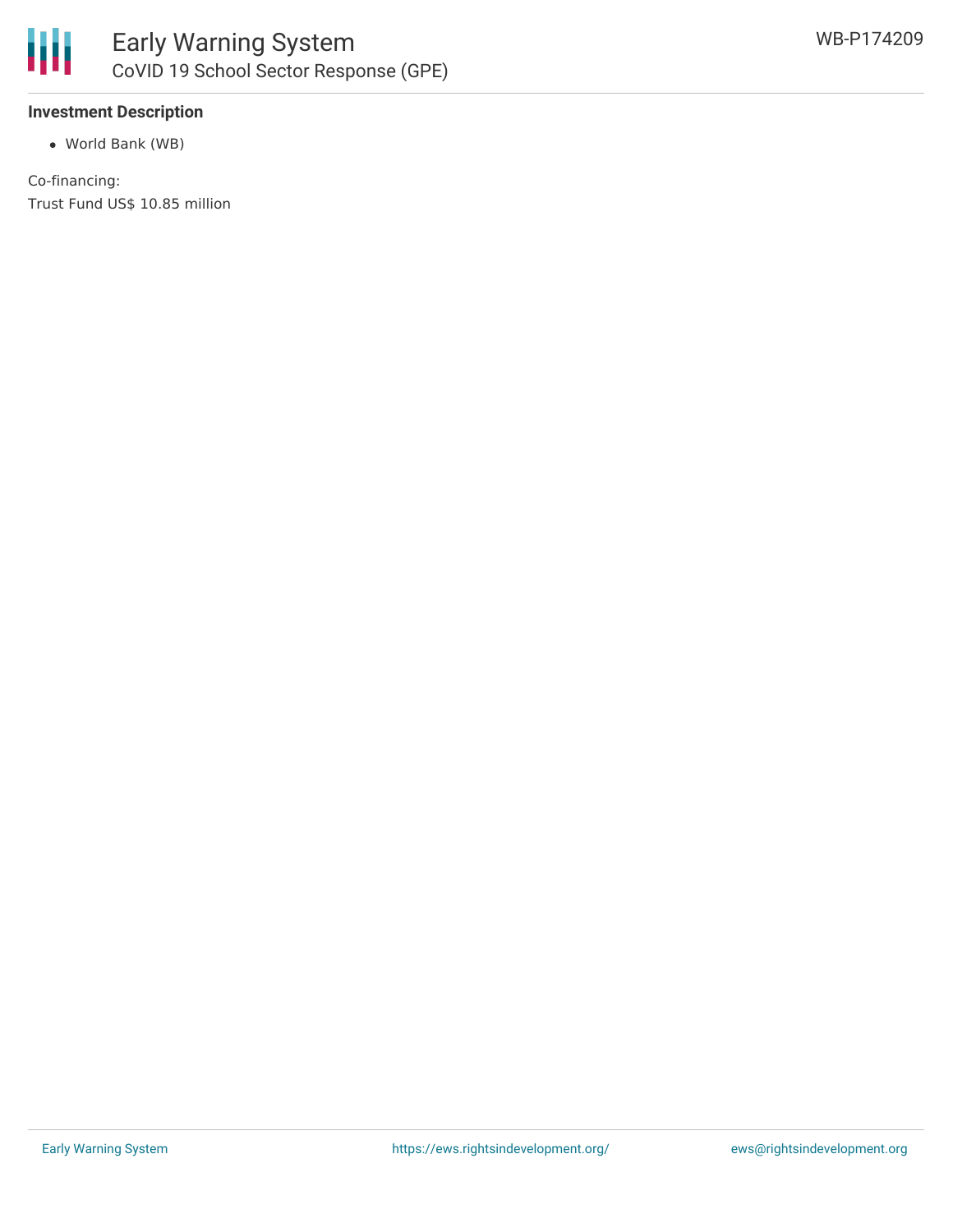**Investment Description**

- World Bank (WB)

Co-financing:

Trust Fund US$ 10.85 million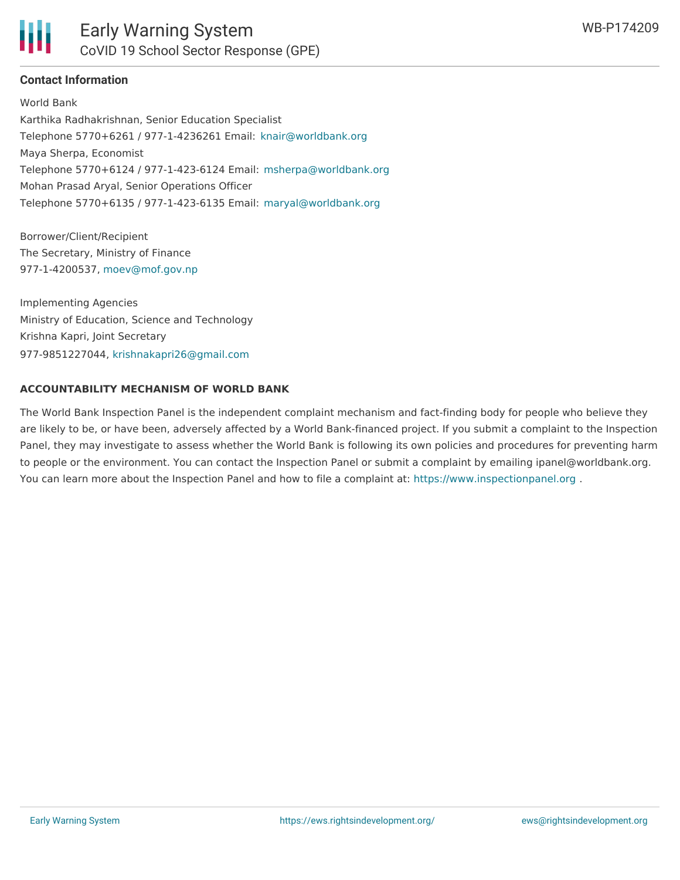**Contact Information**

World Bank
Karthika Radhakrishnan, Senior Education Specialist
Telephone 5770+6261 / 977-1-4236261 Email: knair@worldbank.org
Maya Sherpa, Economist
Telephone 5770+6124 / 977-1-423-6124 Email: msherpa@worldbank.org
Mohan Prasad Aryal, Senior Operations Officer
Telephone 5770+6135 / 977-1-423-6135 Email: maryal@worldbank.org

Borrower/Client/Recipient
The Secretary, Ministry of Finance
977-1-4200537, moev@mof.gov.np

Implementing Agencies
Ministry of Education, Science and Technology
Krishna Kapri, Joint Secretary
977-9851227044, krishnakapri26@gmail.com

**ACCOUNTABILITY MECHANISM OF WORLD BANK**

The World Bank Inspection Panel is the independent complaint mechanism and fact-finding body for people who believe they are likely to be, or have been, adversely affected by a World Bank-financed project. If you submit a complaint to the Inspection Panel, they may investigate to assess whether the World Bank is following its own policies and procedures for preventing harm to people or the environment. You can contact the Inspection Panel or submit a complaint by emailing ipanel@worldbank.org. You can learn more about the Inspection Panel and how to file a complaint at: https://www.inspectionpanel.org .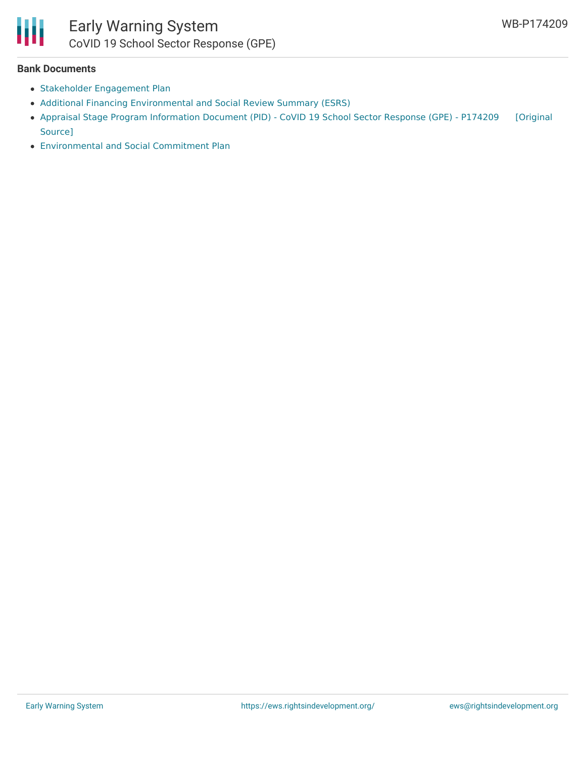**Bank Documents**

- Stakeholder Engagement Plan
- Additional Financing Environmental and Social Review Summary (ESRS)
- Appraisal Stage Program Information Document (PID) - CoVID 19 School Sector Response (GPE) - P174209 [Original Source]
- Environmental and Social Commitment Plan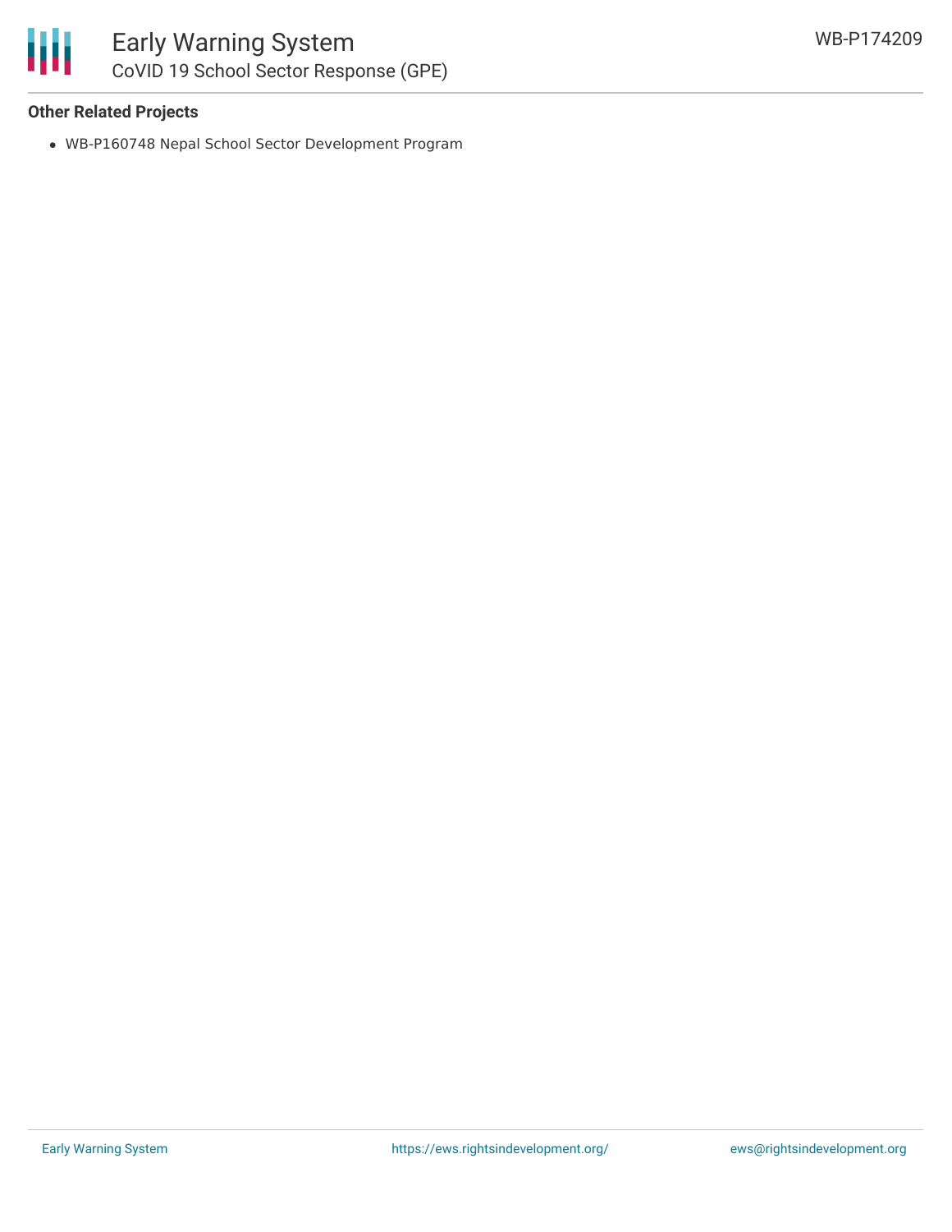**Other Related Projects**

- WB-P160748 Nepal School Sector Development Program